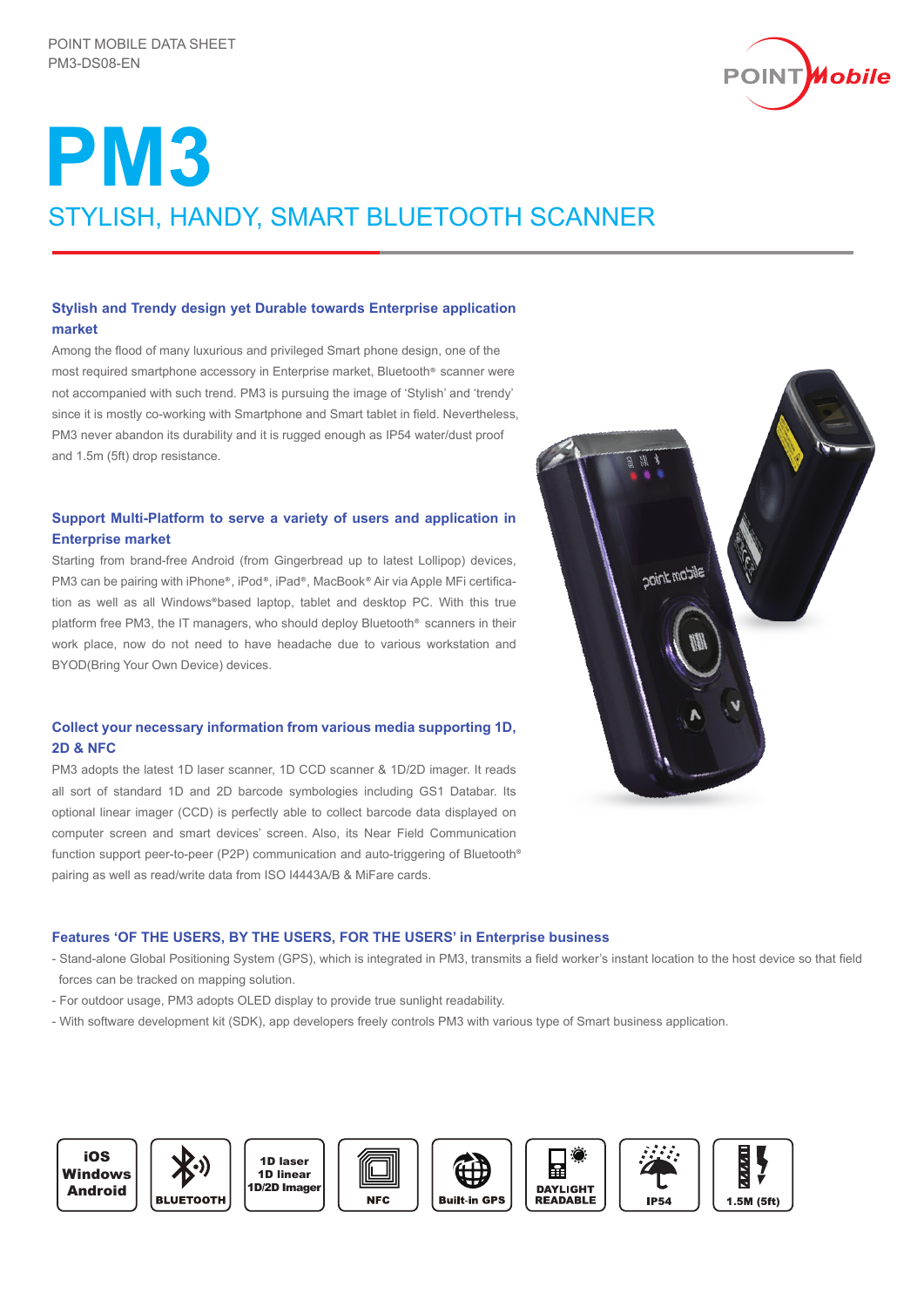POINT MOBILE DATA SHEET
PM3-DS08-EN

# PM3

## STYLISH, HANDY, SMART BLUETOOTH SCANNER

### Stylish and Trendy design yet Durable towards Enterprise application market

Among the flood of many luxurious and privileged Smart phone design, one of the most required smartphone accessory in Enterprise market, Bluetooth® scanner were not accompanied with such trend. PM3 is pursuing the image of 'Stylish' and 'trendy' since it is mostly co-working with Smartphone and Smart tablet in field. Nevertheless, PM3 never abandon its durability and it is rugged enough as IP54 water/dust proof and 1.5m (5ft) drop resistance.

### Support Multi-Platform to serve a variety of users and application in Enterprise market

Starting from brand-free Android (from Gingerbread up to latest Lollipop) devices, PM3 can be pairing with iPhone®, iPod®, iPad®, MacBook® Air via Apple MFi certification as well as all Windows®based laptop, tablet and desktop PC. With this true platform free PM3, the IT managers, who should deploy Bluetooth® scanners in their work place, now do not need to have headache due to various workstation and BYOD(Bring Your Own Device) devices.

### Collect your necessary information from various media supporting 1D, 2D & NFC

PM3 adopts the latest 1D laser scanner, 1D CCD scanner & 1D/2D imager. It reads all sort of standard 1D and 2D barcode symbologies including GS1 Databar. Its optional linear imager (CCD) is perfectly able to collect barcode data displayed on computer screen and smart devices' screen. Also, its Near Field Communication function support peer-to-peer (P2P) communication and auto-triggering of Bluetooth® pairing as well as read/write data from ISO I4443A/B & MiFare cards.

### Features 'OF THE USERS, BY THE USERS, FOR THE USERS' in Enterprise business

- Stand-alone Global Positioning System (GPS), which is integrated in PM3, transmits a field worker's instant location to the host device so that field forces can be tracked on mapping solution.
- For outdoor usage, PM3 adopts OLED display to provide true sunlight readability.
- With software development kit (SDK), app developers freely controls PM3 with various type of Smart business application.

iOS Windows Android | BLUETOOTH | 1D laser 1D linear 1D/2D Imager | NFC | Built-in GPS | DAYLIGHT READABLE | IP54 | 1.5M (5ft)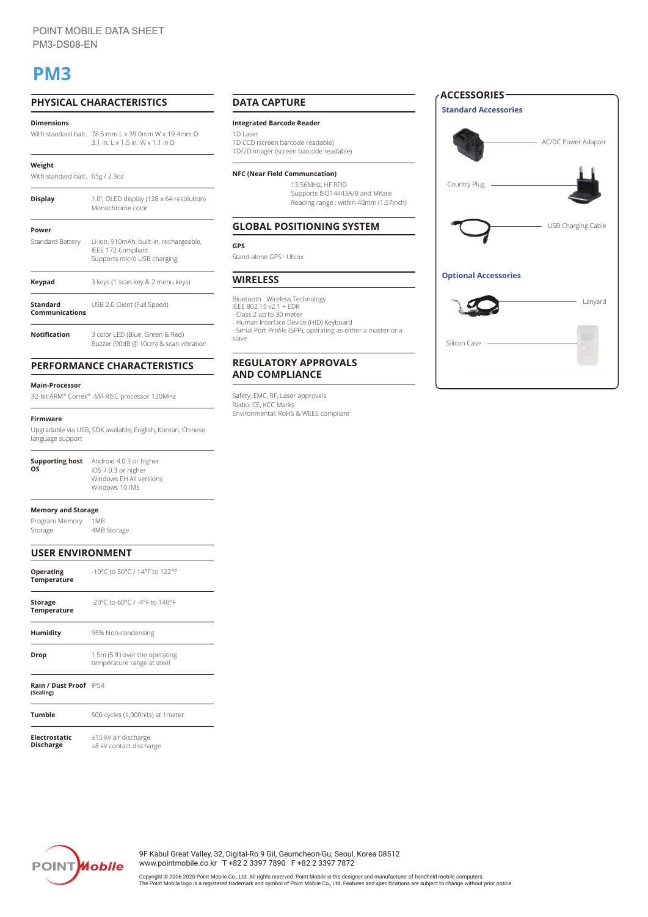# PM3

## PHYSICAL CHARACTERISTICS

**Dimensions**

With standard batt. 78.5 mm L x 39.0mm W x 19.4mm D
3.1 in. L x 1.5 in. W x 1.1 in D

**Weight**

With standard batt. 65g / 2.3oz

| | |
|---|---|
| **Display** | 1.0", OLED display (128 x 64 resolution)<br>Monochrome color |

**Power**

| | |
|---|---|
| Standard Battery | Li-ion, 910mAh, built-in, rechargeable,<br>IEEE 172 Compliant<br>Supports micro USB charging |
| **Keypad** | 3 keys (1 scan key & 2 menu keys) |
| **Standard Communications** | USB 2.0 Client (Full Speed) |
| **Notification** | 3 color LED (Blue, Green & Red)<br>Buzzer (90dB @ 10cm) & scan vibration |

## PERFORMANCE CHARACTERISTICS

**Main-Processor**

32-bit ARM® Cortex® -M4 RISC processor 120MHz

**Firmware**

Upgradable via USB, SDK available, English, Korean, Chinese language support

| | |
|---|---|
| **Supporting host OS** | Android 4.0.3 or higher<br>iOS 7.0.3 or higher<br>Windows EH All versions<br>Windows 10 IME |

**Memory and Storage**

| | |
|---|---|
| Program Memory | 1MB |
| Storage | 4MB Storage |

## USER ENVIRONMENT

| | |
|---|---|
| **Operating Temperature** | -10°C to 50°C / 14°F to 122°F |
| **Storage Temperature** | -20°C to 60°C / -4°F to 140°F |
| **Humidity** | 95% Non-condensing |
| **Drop** | 1.5m (5 ft) over the operating temperature range at steel |
| **Rain / Dust Proof (Sealing)** | IP54 |
| **Tumble** | 500 cycles (1,000hits) at 1meter |
| **Electrostatic Discharge** | ±15 kV air discharge<br>±8 kV contact discharge |

## DATA CAPTURE

**Integrated Barcode Reader**

1D Laser
1D CCD (screen barcode readable)
1D/2D Imager (screen barcode readable)

**NFC (Near Field Communcation)**

13.56MHz, HF RFID
Supports ISO14443A/B and Mifare
Reading range : within 40mm (1.57inch)

## GLOBAL POSITIONING SYSTEM

**GPS**

Stand-alone GPS : Ublox

## WIRELESS

Bluetooth Wireless Technology
IEEE 802.15 v2.1 + EDR
- Class 2 up to 30 meter
- Human Interface Device (HID) Keyboard
- Serial Port Profile (SPP), operating as either a master or a slave

## REGULATORY APPROVALS AND COMPLIANCE

Safety: EMC, RF, Laser approvals
Radio: CE, KCC Marks
Environmental: RoHS & WEEE compliant

## ACCESSORIES

### Standard Accessories

AC/DC Power Adapter

Country Plug

USB Charging Cable

### Optional Accessories

Lanyard

Silicon Case

9F Kabul Great Valley, 32, Digital-Ro 9 Gil, Geumcheon-Gu, Seoul, Korea 08512
www.pointmobile.co.kr T +82 2 3397 7890 F +82 2 3397 7872

Copyright © 2006-2020 Point Mobile Co., Ltd. All rights reserved. Point Mobile is the designer and manufacturer of handheld mobile computers.
The Point Mobile logo is a registered trademark and symbol of Point Mobile Co., Ltd. Features and specifications are subject to change without prior notice.